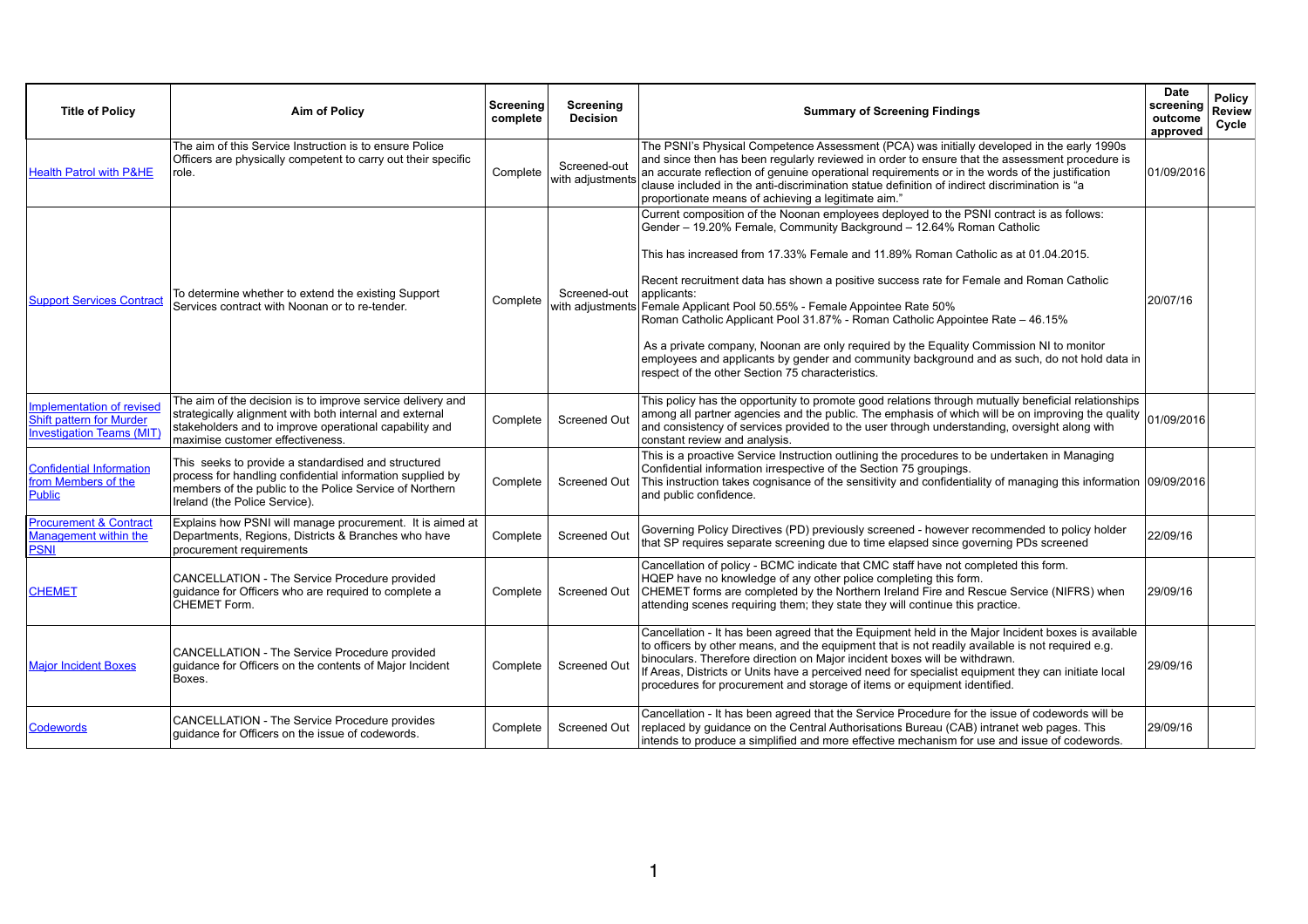| Title of Policy | Aim of Policy | Screening complete | Screening Decision | Summary of Screening Findings | Date screening outcome approved | Policy Review Cycle |
|---|---|---|---|---|---|---|
| Health Patrol with P&HE | The aim of this Service Instruction is to ensure Police Officers are physically competent to carry out their specific role. | Complete | Screened-out with adjustments | The PSNI's Physical Competence Assessment (PCA) was initially developed in the early 1990s and since then has been regularly reviewed in order to ensure that the assessment procedure is an accurate reflection of genuine operational requirements or in the words of the justification clause included in the anti-discrimination statue definition of indirect discrimination is "a proportionate means of achieving a legitimate aim." | 01/09/2016 | |
| Support Services Contract | To determine whether to extend the existing Support Services contract with Noonan or to re-tender. | Complete | Screened-out with adjustments | Current composition of the Noonan employees deployed to the PSNI contract is as follows: Gender – 19.20% Female, Community Background – 12.64% Roman Catholic<br><br>This has increased from 17.33% Female and 11.89% Roman Catholic as at 01.04.2015.<br><br>Recent recruitment data has shown a positive success rate for Female and Roman Catholic applicants:<br>Female Applicant Pool 50.55% - Female Appointee Rate 50%<br>Roman Catholic Applicant Pool 31.87% - Roman Catholic Appointee Rate – 46.15%<br><br>As a private company, Noonan are only required by the Equality Commission NI to monitor employees and applicants by gender and community background and as such, do not hold data in respect of the other Section 75 characteristics. | 20/07/16 | |
| Implementation of revised Shift pattern for Murder Investigation Teams (MIT) | The aim of the decision is to improve service delivery and strategically alignment with both internal and external stakeholders and to improve operational capability and maximise customer effectiveness. | Complete | Screened Out | This policy has the opportunity to promote good relations through mutually beneficial relationships among all partner agencies and the public. The emphasis of which will be on improving the quality and consistency of services provided to the user through understanding, oversight along with constant review and analysis. | 01/09/2016 | |
| Confidential Information from Members of the Public | This seeks to provide a standardised and structured process for handling confidential information supplied by members of the public to the Police Service of Northern Ireland (the Police Service). | Complete | Screened Out | This is a proactive Service Instruction outlining the procedures to be undertaken in Managing Confidential information irrespective of the Section 75 groupings.<br>This instruction takes cognisance of the sensitivity and confidentiality of managing this information and public confidence. | 09/09/2016 | |
| Procurement & Contract Management within the PSNI | Explains how PSNI will manage procurement. It is aimed at Departments, Regions, Districts & Branches who have procurement requirements | Complete | Screened Out | Governing Policy Directives (PD) previously screened - however recommended to policy holder that SP requires separate screening due to time elapsed since governing PDs screened | 22/09/16 | |
| CHEMET | CANCELLATION - The Service Procedure provided guidance for Officers who are required to complete a CHEMET Form. | Complete | Screened Out | Cancellation of policy - BCMC indicate that CMC staff have not completed this form.<br>HQEP have no knowledge of any other police completing this form.<br>CHEMET forms are completed by the Northern Ireland Fire and Rescue Service (NIFRS) when attending scenes requiring them; they state they will continue this practice. | 29/09/16 | |
| Major Incident Boxes | CANCELLATION - The Service Procedure provided guidance for Officers on the contents of Major Incident Boxes. | Complete | Screened Out | Cancellation - It has been agreed that the Equipment held in the Major Incident boxes is available to officers by other means, and the equipment that is not readily available is not required e.g. binoculars. Therefore direction on Major incident boxes will be withdrawn.<br>If Areas, Districts or Units have a perceived need for specialist equipment they can initiate local procedures for procurement and storage of items or equipment identified. | 29/09/16 | |
| Codewords | CANCELLATION - The Service Procedure provides guidance for Officers on the issue of codewords. | Complete | Screened Out | Cancellation - It has been agreed that the Service Procedure for the issue of codewords will be replaced by guidance on the Central Authorisations Bureau (CAB) intranet web pages. This intends to produce a simplified and more effective mechanism for use and issue of codewords. | 29/09/16 | |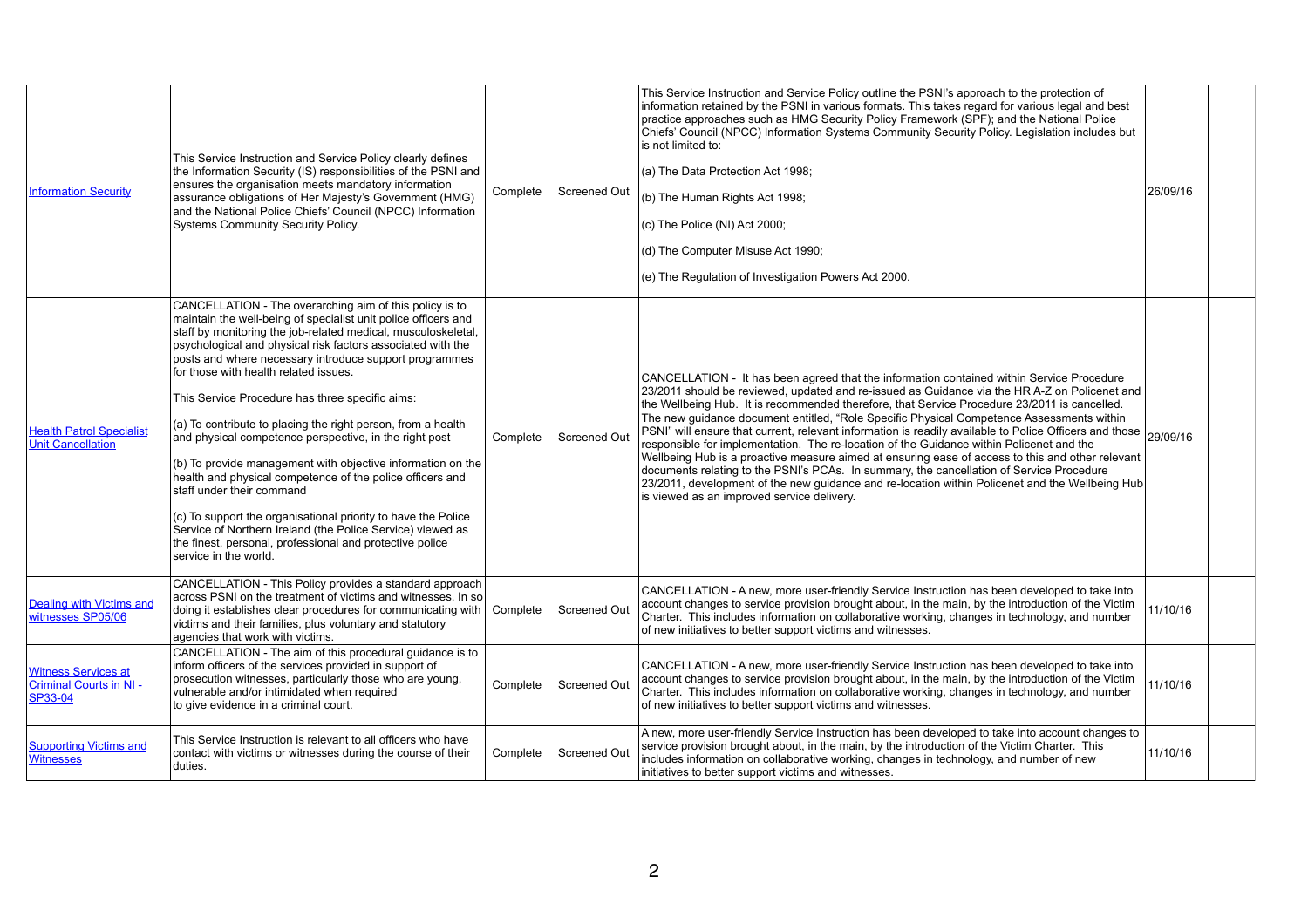| | | | | | | |
|---|---|---|---|---|---|---|
| [Information Security]() | This Service Instruction and Service Policy clearly defines the Information Security (IS) responsibilities of the PSNI and ensures the organisation meets mandatory information assurance obligations of Her Majesty's Government (HMG) and the National Police Chiefs' Council (NPCC) Information Systems Community Security Policy. | Complete | Screened Out | This Service Instruction and Service Policy outline the PSNI's approach to the protection of information retained by the PSNI in various formats. This takes regard for various legal and best practice approaches such as HMG Security Policy Framework (SPF); and the National Police Chiefs' Council (NPCC) Information Systems Community Security Policy. Legislation includes but is not limited to:<br><br>(a) The Data Protection Act 1998;<br><br>(b) The Human Rights Act 1998;<br><br>(c) The Police (NI) Act 2000;<br><br>(d) The Computer Misuse Act 1990;<br><br>(e) The Regulation of Investigation Powers Act 2000. | 26/09/16 | |
| [Health Patrol Specialist Unit Cancellation]() | CANCELLATION - The overarching aim of this policy is to maintain the well-being of specialist unit police officers and staff by monitoring the job-related medical, musculoskeletal, psychological and physical risk factors associated with the posts and where necessary introduce support programmes for those with health related issues.<br><br>This Service Procedure has three specific aims:<br><br>(a) To contribute to placing the right person, from a health and physical competence perspective, in the right post<br><br>(b) To provide management with objective information on the health and physical competence of the police officers and staff under their command<br><br>(c) To support the organisational priority to have the Police Service of Northern Ireland (the Police Service) viewed as the finest, personal, professional and protective police service in the world. | Complete | Screened Out | CANCELLATION - It has been agreed that the information contained within Service Procedure 23/2011 should be reviewed, updated and re-issued as Guidance via the HR A-Z on Policenet and the Wellbeing Hub. It is recommended therefore, that Service Procedure 23/2011 is cancelled. The new guidance document entitled, "Role Specific Physical Competence Assessments within PSNI" will ensure that current, relevant information is readily available to Police Officers and those responsible for implementation. The re-location of the Guidance within Policenet and the Wellbeing Hub is a proactive measure aimed at ensuring ease of access to this and other relevant documents relating to the PSNI's PCAs. In summary, the cancellation of Service Procedure 23/2011, development of the new guidance and re-location within Policenet and the Wellbeing Hub is viewed as an improved service delivery. | 29/09/16 | |
| [Dealing with Victims and witnesses SP05/06]() | CANCELLATION - This Policy provides a standard approach across PSNI on the treatment of victims and witnesses. In so doing it establishes clear procedures for communicating with victims and their families, plus voluntary and statutory agencies that work with victims. | Complete | Screened Out | CANCELLATION - A new, more user-friendly Service Instruction has been developed to take into account changes to service provision brought about, in the main, by the introduction of the Victim Charter. This includes information on collaborative working, changes in technology, and number of new initiatives to better support victims and witnesses. | 11/10/16 | |
| [Witness Services at Criminal Courts in NI - SP33-04]() | CANCELLATION - The aim of this procedural guidance is to inform officers of the services provided in support of prosecution witnesses, particularly those who are young, vulnerable and/or intimidated when required to give evidence in a criminal court. | Complete | Screened Out | CANCELLATION - A new, more user-friendly Service Instruction has been developed to take into account changes to service provision brought about, in the main, by the introduction of the Victim Charter. This includes information on collaborative working, changes in technology, and number of new initiatives to better support victims and witnesses. | 11/10/16 | |
| [Supporting Victims and Witnesses]() | This Service Instruction is relevant to all officers who have contact with victims or witnesses during the course of their duties. | Complete | Screened Out | A new, more user-friendly Service Instruction has been developed to take into account changes to service provision brought about, in the main, by the introduction of the Victim Charter. This includes information on collaborative working, changes in technology, and number of new initiatives to better support victims and witnesses. | 11/10/16 | |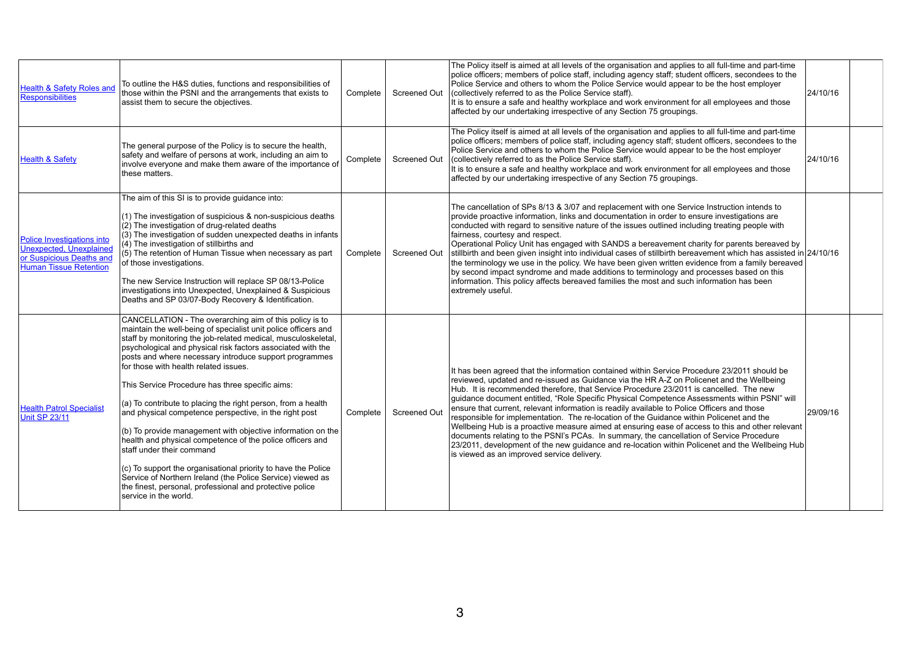| | | | | | | |
|---|---|---|---|---|---|---|
| Health & Safety Roles and Responsibilities | To outline the H&S duties, functions and responsibilities of those within the PSNI and the arrangements that exists to assist them to secure the objectives. | Complete | Screened Out | The Policy itself is aimed at all levels of the organisation and applies to all full-time and part-time police officers; members of police staff, including agency staff; student officers, secondees to the Police Service and others to whom the Police Service would appear to be the host employer (collectively referred to as the Police Service staff).<br>It is to ensure a safe and healthy workplace and work environment for all employees and those affected by our undertaking irrespective of any Section 75 groupings. | 24/10/16 | |
| Health & Safety | The general purpose of the Policy is to secure the health, safety and welfare of persons at work, including an aim to involve everyone and make them aware of the importance of these matters. | Complete | Screened Out | The Policy itself is aimed at all levels of the organisation and applies to all full-time and part-time police officers; members of police staff, including agency staff; student officers, secondees to the Police Service and others to whom the Police Service would appear to be the host employer (collectively referred to as the Police Service staff).<br>It is to ensure a safe and healthy workplace and work environment for all employees and those affected by our undertaking irrespective of any Section 75 groupings. | 24/10/16 | |
| Police Investigations into Unexpected, Unexplained or Suspicious Deaths and Human Tissue Retention | The aim of this SI is to provide guidance into:<br><br>(1) The investigation of suspicious & non-suspicious deaths<br>(2) The investigation of drug-related deaths<br>(3) The investigation of sudden unexpected deaths in infants<br>(4) The investigation of stillbirths and<br>(5) The retention of Human Tissue when necessary as part of those investigations.<br><br>The new Service Instruction will replace SP 08/13-Police investigations into Unexpected, Unexplained & Suspicious Deaths and SP 03/07-Body Recovery & Identification. | Complete | Screened Out | The cancellation of SPs 8/13 & 3/07 and replacement with one Service Instruction intends to provide proactive information, links and documentation in order to ensure investigations are conducted with regard to sensitive nature of the issues outlined including treating people with fairness, courtesy and respect.<br>Operational Policy Unit has engaged with SANDS a bereavement charity for parents bereaved by stillbirth and been given insight into individual cases of stillbirth bereavement which has assisted in the terminology we use in the policy. We have been given written evidence from a family bereaved by second impact syndrome and made additions to terminology and processes based on this information. This policy affects bereaved families the most and such information has been extremely useful. | 24/10/16 | |
| Health Patrol Specialist Unit SP 23/11 | CANCELLATION - The overarching aim of this policy is to maintain the well-being of specialist unit police officers and staff by monitoring the job-related medical, musculoskeletal, psychological and physical risk factors associated with the posts and where necessary introduce support programmes for those with health related issues.<br><br>This Service Procedure has three specific aims:<br><br>(a) To contribute to placing the right person, from a health and physical competence perspective, in the right post<br><br>(b) To provide management with objective information on the health and physical competence of the police officers and staff under their command<br><br>(c) To support the organisational priority to have the Police Service of Northern Ireland (the Police Service) viewed as the finest, personal, professional and protective police service in the world. | Complete | Screened Out | It has been agreed that the information contained within Service Procedure 23/2011 should be reviewed, updated and re-issued as Guidance via the HR A-Z on Policenet and the Wellbeing Hub. It is recommended therefore, that Service Procedure 23/2011 is cancelled. The new guidance document entitled, "Role Specific Physical Competence Assessments within PSNI" will ensure that current, relevant information is readily available to Police Officers and those responsible for implementation. The re-location of the Guidance within Policenet and the Wellbeing Hub is a proactive measure aimed at ensuring ease of access to this and other relevant documents relating to the PSNI's PCAs. In summary, the cancellation of Service Procedure 23/2011, development of the new guidance and re-location within Policenet and the Wellbeing Hub is viewed as an improved service delivery. | 29/09/16 | |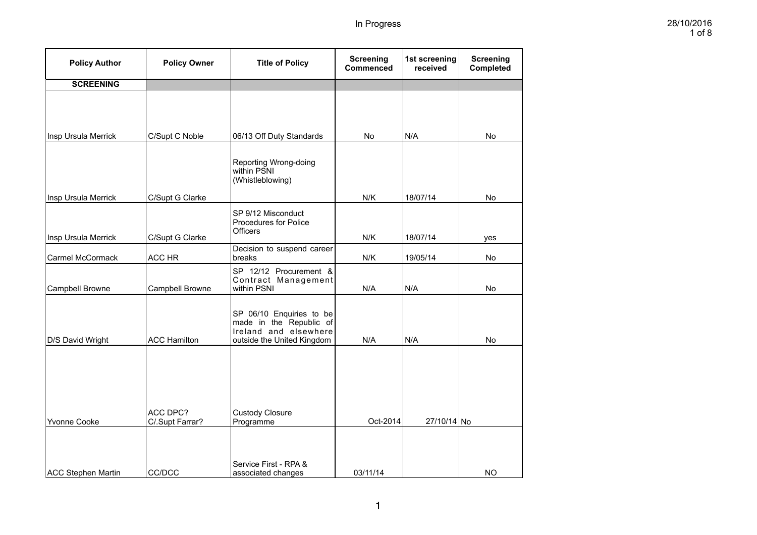In Progress

| Policy Author | Policy Owner | Title of Policy | Screening Commenced | 1st screening received | Screening Completed |
|---|---|---|---|---|---|
| **SCREENING** | | | | | |
| Insp Ursula Merrick | C/Supt C Noble | 06/13 Off Duty Standards | No | N/A | No |
| Insp Ursula Merrick | C/Supt G Clarke | Reporting Wrong-doing within PSNI (Whistleblowing) | N/K | 18/07/14 | No |
| Insp Ursula Merrick | C/Supt G Clarke | SP 9/12 Misconduct Procedures for Police Officers | N/K | 18/07/14 | yes |
| Carmel McCormack | ACC HR | Decision to suspend career breaks | N/K | 19/05/14 | No |
| Campbell Browne | Campbell Browne | SP 12/12 Procurement & Contract Management within PSNI | N/A | N/A | No |
| D/S David Wright | ACC Hamilton | SP 06/10 Enquiries to be made in the Republic of Ireland and elsewhere outside the United Kingdom | N/A | N/A | No |
| Yvonne Cooke | ACC DPC? C/.Supt Farrar? | Custody Closure Programme | Oct-2014 | 27/10/14 | No |
| ACC Stephen Martin | CC/DCC | Service First - RPA & associated changes | 03/11/14 | | NO |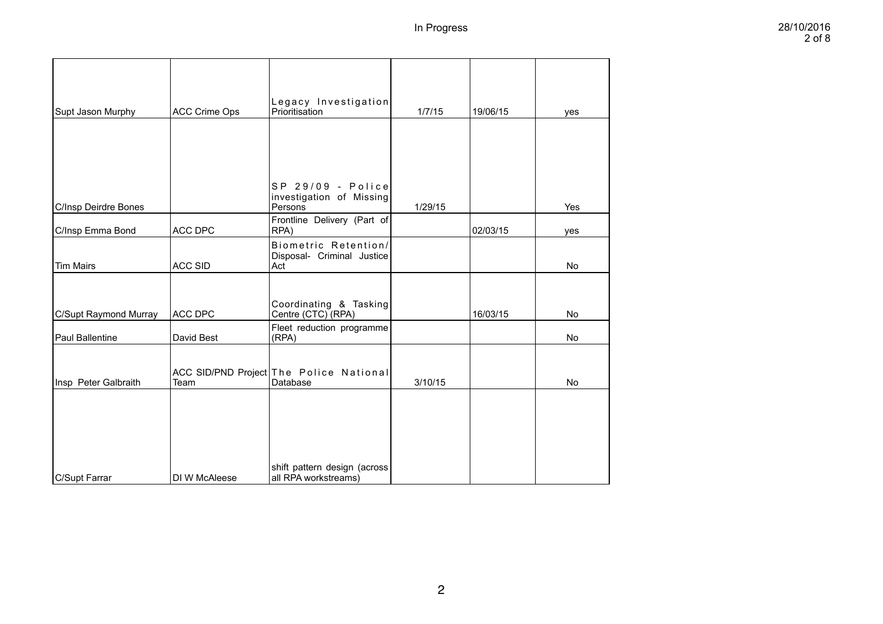| | | | | | |
|---|---|---|---|---|---|
| Supt Jason Murphy | ACC Crime Ops | Legacy Investigation Prioritisation | 1/7/15 | 19/06/15 | yes |
| C/Insp Deirdre Bones | | SP 29/09 - Police investigation of Missing Persons | 1/29/15 | | Yes |
| C/Insp Emma Bond | ACC DPC | Frontline Delivery (Part of RPA) | | 02/03/15 | yes |
| Tim Mairs | ACC SID | Biometric Retention/ Disposal- Criminal Justice Act | | | No |
| C/Supt Raymond Murray | ACC DPC | Coordinating & Tasking Centre (CTC) (RPA) | | 16/03/15 | No |
| Paul Ballentine | David Best | Fleet reduction programme (RPA) | | | No |
| Insp Peter Galbraith | ACC SID/PND Project Team | The Police National Database | 3/10/15 | | No |
| C/Supt Farrar | DI W McAleese | shift pattern design (across all RPA workstreams) | | | |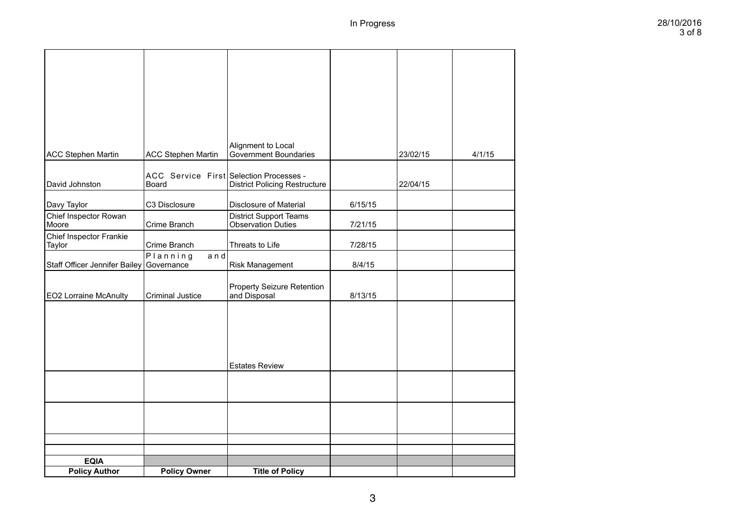| | | | | | |
|---|---|---|---|---|---|
| ACC Stephen Martin | ACC Stephen Martin | Alignment to Local Government Boundaries | | 23/02/15 | 4/1/15 |
| David Johnston | ACC Service First Board | Selection Processes - District Policing Restructure | | 22/04/15 | |
| Davy Taylor | C3 Disclosure | Disclosure of Material | 6/15/15 | | |
| Chief Inspector Rowan Moore | Crime Branch | District Support Teams Observation Duties | 7/21/15 | | |
| Chief Inspector Frankie Taylor | Crime Branch | Threats to Life | 7/28/15 | | |
| Staff Officer Jennifer Bailey | Planning and Governance | Risk Management | 8/4/15 | | |
| EO2 Lorraine McAnulty | Criminal Justice | Property Seizure Retention and Disposal | 8/13/15 | | |
| | | Estates Review | | | |
| | | | | | |
| | | | | | |
| | | | | | |
| | | | | | |
| **EQIA** | | | | | |
| **Policy Author** | **Policy Owner** | **Title of Policy** | | | |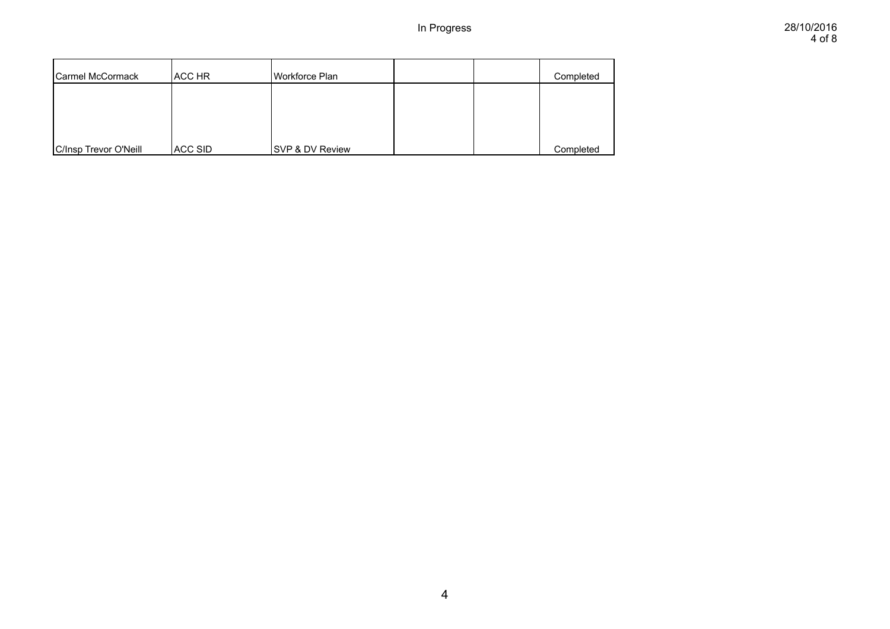| | | | | | |
|---|---|---|---|---|---|
| Carmel McCormack | ACC HR | Workforce Plan | | | Completed |
| C/Insp Trevor O'Neill | ACC SID | SVP & DV Review | | | Completed |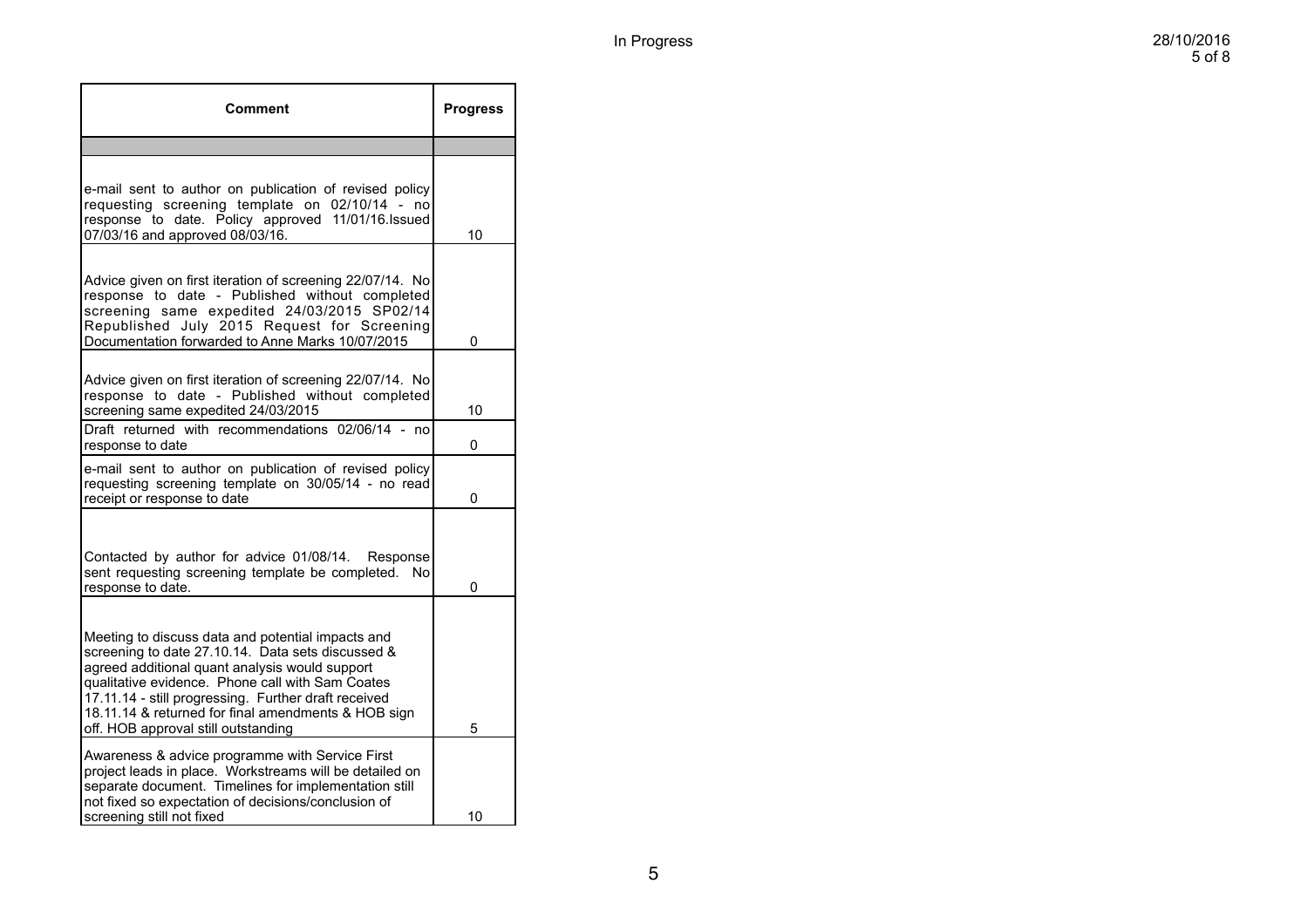| Comment | Progress |
|---|---|
| | |
| e-mail sent to author on publication of revised policy requesting screening template on 02/10/14 - no response to date. Policy approved 11/01/16.Issued 07/03/16 and approved 08/03/16. | 10 |
| Advice given on first iteration of screening 22/07/14. No response to date - Published without completed screening same expedited 24/03/2015 SP02/14 Republished July 2015 Request for Screening Documentation forwarded to Anne Marks 10/07/2015 | 0 |
| Advice given on first iteration of screening 22/07/14. No response to date - Published without completed screening same expedited 24/03/2015 | 10 |
| Draft returned with recommendations 02/06/14 - no response to date | 0 |
| e-mail sent to author on publication of revised policy requesting screening template on 30/05/14 - no read receipt or response to date | 0 |
| Contacted by author for advice 01/08/14. Response sent requesting screening template be completed. No response to date. | 0 |
| Meeting to discuss data and potential impacts and screening to date 27.10.14. Data sets discussed & agreed additional quant analysis would support qualitative evidence. Phone call with Sam Coates 17.11.14 - still progressing. Further draft received 18.11.14 & returned for final amendments & HOB sign off. HOB approval still outstanding | 5 |
| Awareness & advice programme with Service First project leads in place. Workstreams will be detailed on separate document. Timelines for implementation still not fixed so expectation of decisions/conclusion of screening still not fixed | 10 |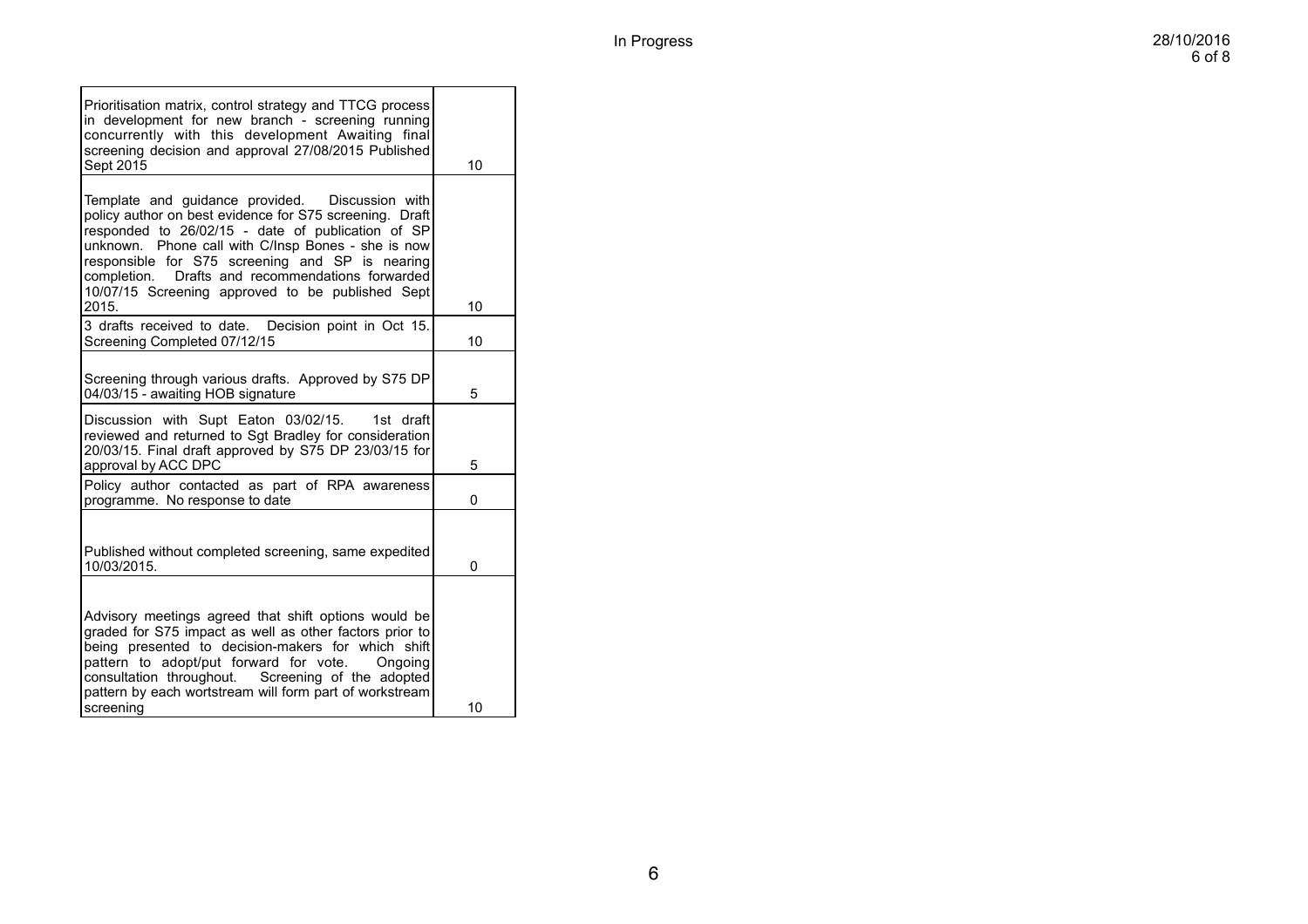| | |
|---|---|
| Prioritisation matrix, control strategy and TTCG process in development for new branch - screening running concurrently with this development Awaiting final screening decision and approval 27/08/2015 Published Sept 2015 | 10 |
| Template and guidance provided. Discussion with policy author on best evidence for S75 screening. Draft responded to 26/02/15 - date of publication of SP unknown. Phone call with C/Insp Bones - she is now responsible for S75 screening and SP is nearing completion. Drafts and recommendations forwarded 10/07/15 Screening approved to be published Sept 2015. | 10 |
| 3 drafts received to date. Decision point in Oct 15. Screening Completed 07/12/15 | 10 |
| Screening through various drafts. Approved by S75 DP 04/03/15 - awaiting HOB signature | 5 |
| Discussion with Supt Eaton 03/02/15. 1st draft reviewed and returned to Sgt Bradley for consideration 20/03/15. Final draft approved by S75 DP 23/03/15 for approval by ACC DPC | 5 |
| Policy author contacted as part of RPA awareness programme. No response to date | 0 |
| Published without completed screening, same expedited 10/03/2015. | 0 |
| Advisory meetings agreed that shift options would be graded for S75 impact as well as other factors prior to being presented to decision-makers for which shift pattern to adopt/put forward for vote. Ongoing consultation throughout. Screening of the adopted pattern by each wortstream will form part of workstream screening | 10 |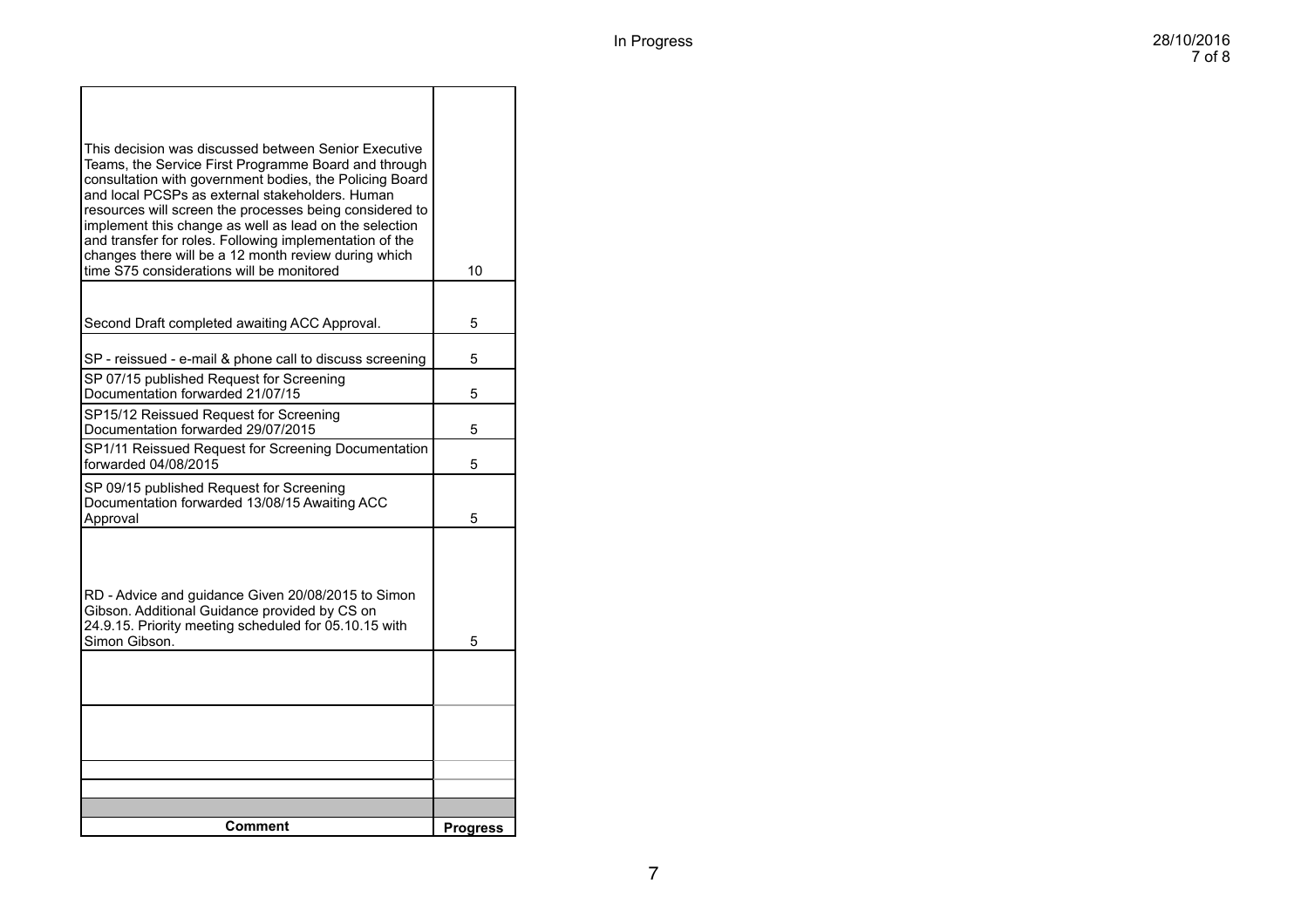| | |
|---|---|
| This decision was discussed between Senior Executive Teams, the Service First Programme Board and through consultation with government bodies, the Policing Board and local PCSPs as external stakeholders. Human resources will screen the processes being considered to implement this change as well as lead on the selection and transfer for roles. Following implementation of the changes there will be a 12 month review during which time S75 considerations will be monitored | 10 |
| Second Draft completed awaiting ACC Approval. | 5 |
| SP - reissued - e-mail & phone call to discuss screening | 5 |
| SP 07/15 published Request for Screening Documentation forwarded 21/07/15 | 5 |
| SP15/12 Reissued Request for Screening Documentation forwarded 29/07/2015 | 5 |
| SP1/11 Reissued Request for Screening Documentation forwarded 04/08/2015 | 5 |
| SP 09/15 published Request for Screening Documentation forwarded 13/08/15 Awaiting ACC Approval | 5 |
| RD - Advice and guidance Given 20/08/2015 to Simon Gibson. Additional Guidance provided by CS on 24.9.15. Priority meeting scheduled for 05.10.15 with Simon Gibson. | 5 |
| | |
| | |
| | |
| | |
| | |
| **Comment** | **Progress** |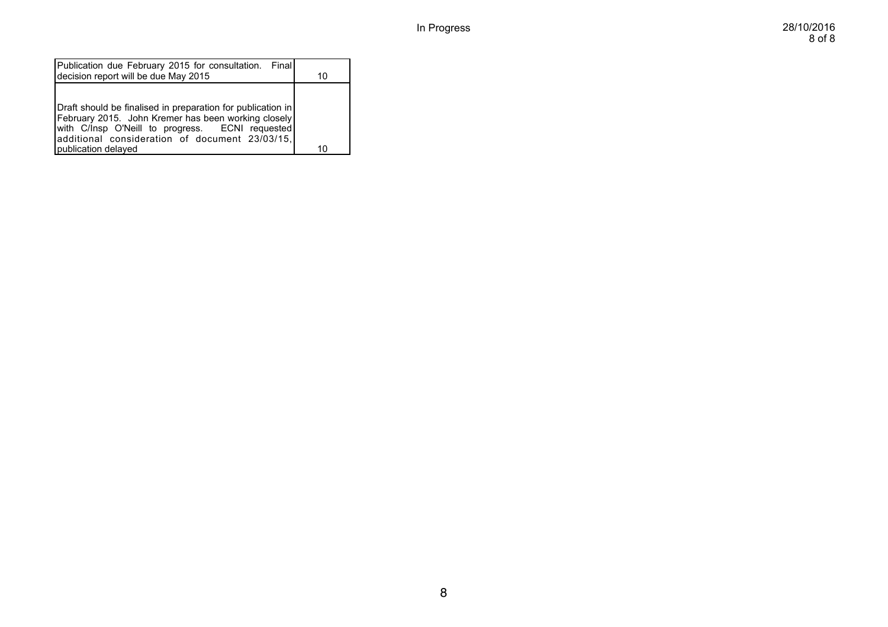| | |
|---|---|
| Publication due February 2015 for consultation. Final decision report will be due May 2015 | 10 |
| Draft should be finalised in preparation for publication in February 2015. John Kremer has been working closely with C/Insp O'Neill to progress. ECNI requested additional consideration of document 23/03/15, publication delayed | 10 |